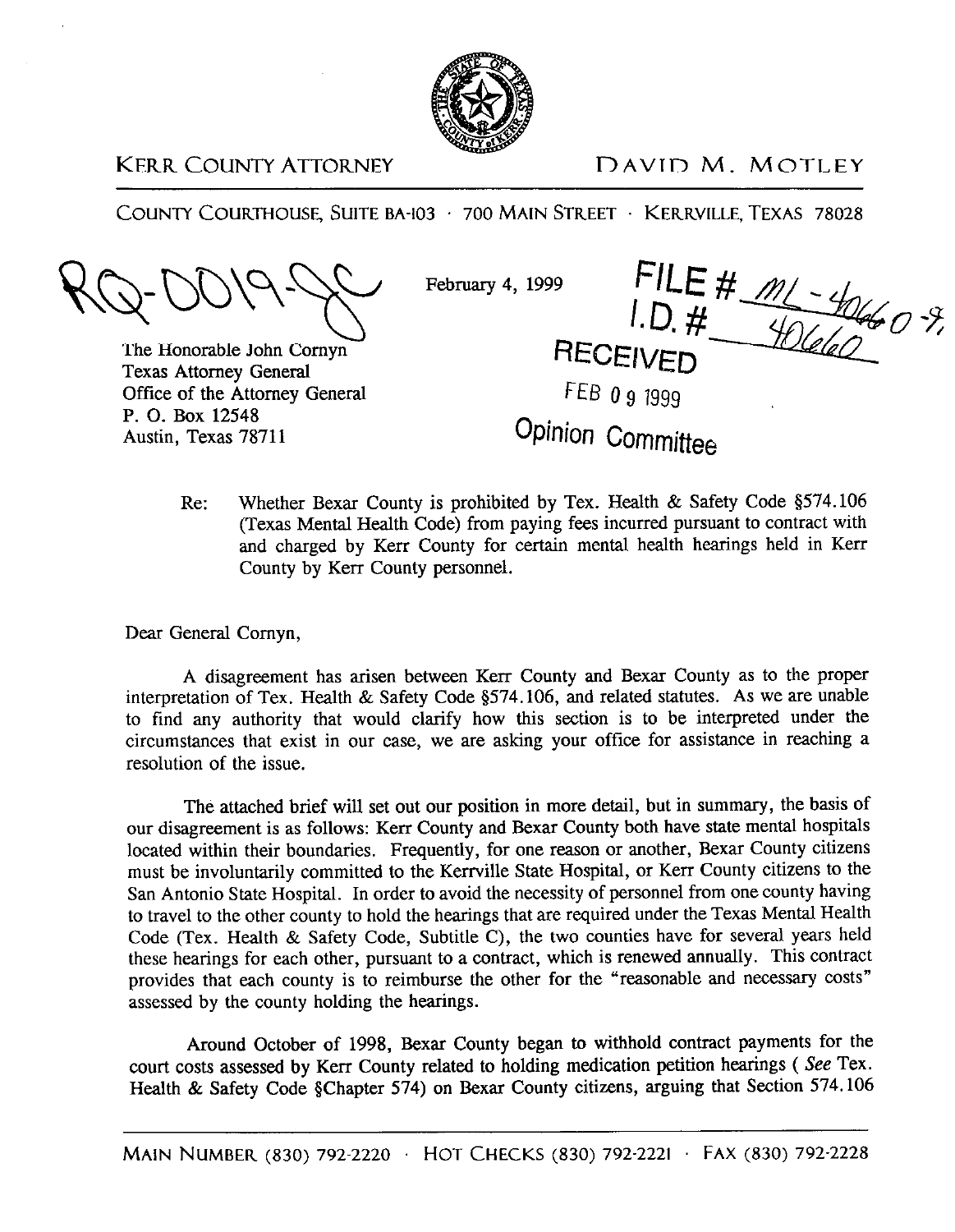KERR COUNTY ATTORNEY　　　　　　　　　　　　DAVID M. MOTLEY

COUNTY COURTHOUSE, SUITE BA-103 · 700 MAIN STREET · KERRVILLE, TEXAS 78028

RQ-0019-JC

February 4, 1999

FILE # ML-40660-99
I.D. # 40660

RECEIVED
FEB 09 1999
Opinion Committee

The Honorable John Cornyn
Texas Attorney General
Office of the Attorney General
P. O. Box 12548
Austin, Texas 78711

Re: Whether Bexar County is prohibited by Tex. Health & Safety Code §574.106 (Texas Mental Health Code) from paying fees incurred pursuant to contract with and charged by Kerr County for certain mental health hearings held in Kerr County by Kerr County personnel.

Dear General Cornyn,

A disagreement has arisen between Kerr County and Bexar County as to the proper interpretation of Tex. Health & Safety Code §574.106, and related statutes. As we are unable to find any authority that would clarify how this section is to be interpreted under the circumstances that exist in our case, we are asking your office for assistance in reaching a resolution of the issue.

The attached brief will set out our position in more detail, but in summary, the basis of our disagreement is as follows: Kerr County and Bexar County both have state mental hospitals located within their boundaries. Frequently, for one reason or another, Bexar County citizens must be involuntarily committed to the Kerrville State Hospital, or Kerr County citizens to the San Antonio State Hospital. In order to avoid the necessity of personnel from one county having to travel to the other county to hold the hearings that are required under the Texas Mental Health Code (Tex. Health & Safety Code, Subtitle C), the two counties have for several years held these hearings for each other, pursuant to a contract, which is renewed annually. This contract provides that each county is to reimburse the other for the "reasonable and necessary costs" assessed by the county holding the hearings.

Around October of 1998, Bexar County began to withhold contract payments for the court costs assessed by Kerr County related to holding medication petition hearings ( *See* Tex. Health & Safety Code §Chapter 574) on Bexar County citizens, arguing that Section 574.106

MAIN NUMBER (830) 792-2220 · HOT CHECKS (830) 792-2221 · FAX (830) 792-2228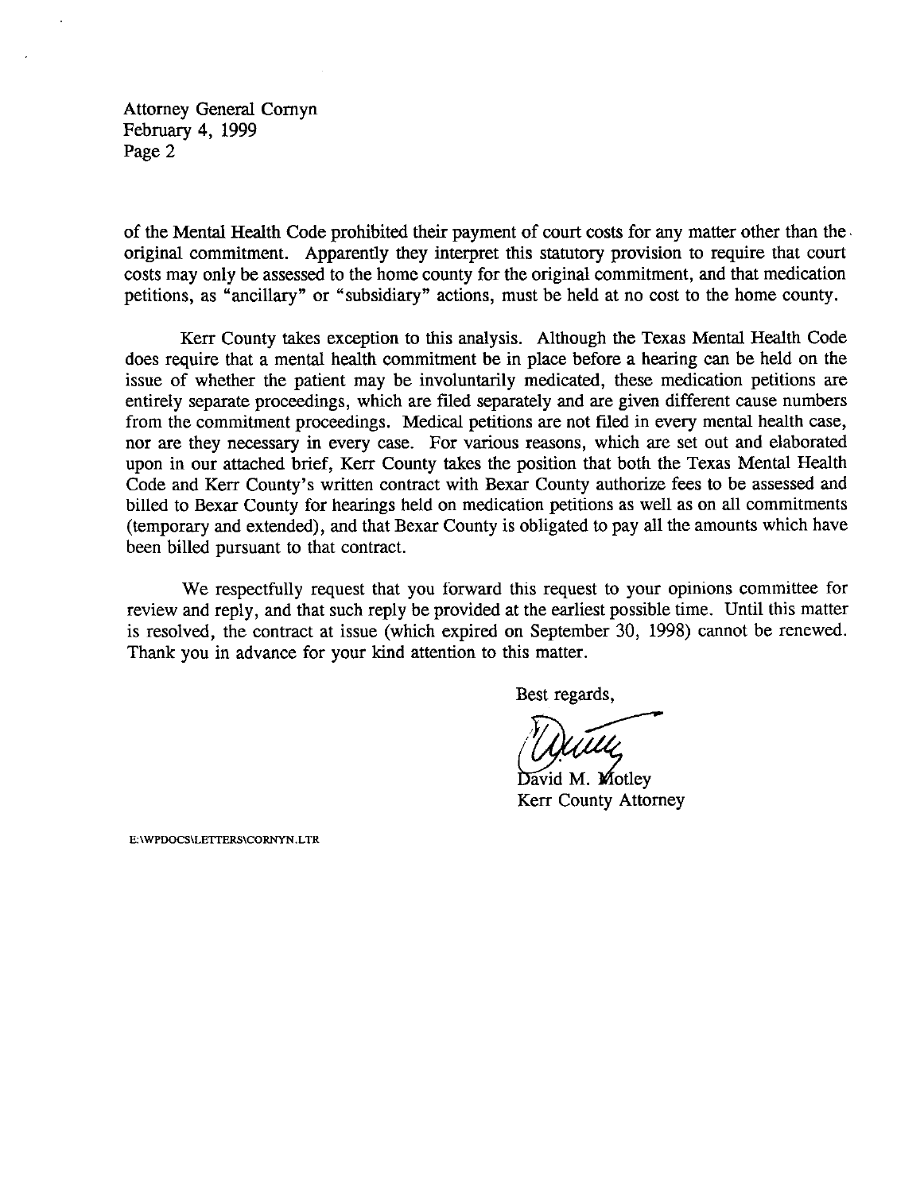of the Mental Health Code prohibited their payment of court costs for any matter other than the original commitment. Apparently they interpret this statutory provision to require that court costs may only be assessed to the home county for the original commitment, and that medication petitions, as "ancillary" or "subsidiary" actions, must be held at no cost to the home county.

Kerr County takes exception to this analysis. Although the Texas Mental Health Code does require that a mental health commitment be in place before a hearing can be held on the issue of whether the patient may be involuntarily medicated, these medication petitions are entirely separate proceedings, which are filed separately and are given different cause numbers from the commitment proceedings. Medical petitions are not filed in every mental health case, nor are they necessary in every case. For various reasons, which are set out and elaborated upon in our attached brief, Kerr County takes the position that both the Texas Mental Health Code and Kerr County's written contract with Bexar County authorize fees to be assessed and billed to Bexar County for hearings held on medication petitions as well as on all commitments (temporary and extended), and that Bexar County is obligated to pay all the amounts which have been billed pursuant to that contract.

We respectfully request that you forward this request to your opinions committee for review and reply, and that such reply be provided at the earliest possible time. Until this matter is resolved, the contract at issue (which expired on September 30, 1998) cannot be renewed. Thank you in advance for your kind attention to this matter.

Best regards,

David M. Motley
Kerr County Attorney

E:\WPDOCS\LETTERS\CORNYN.LTR